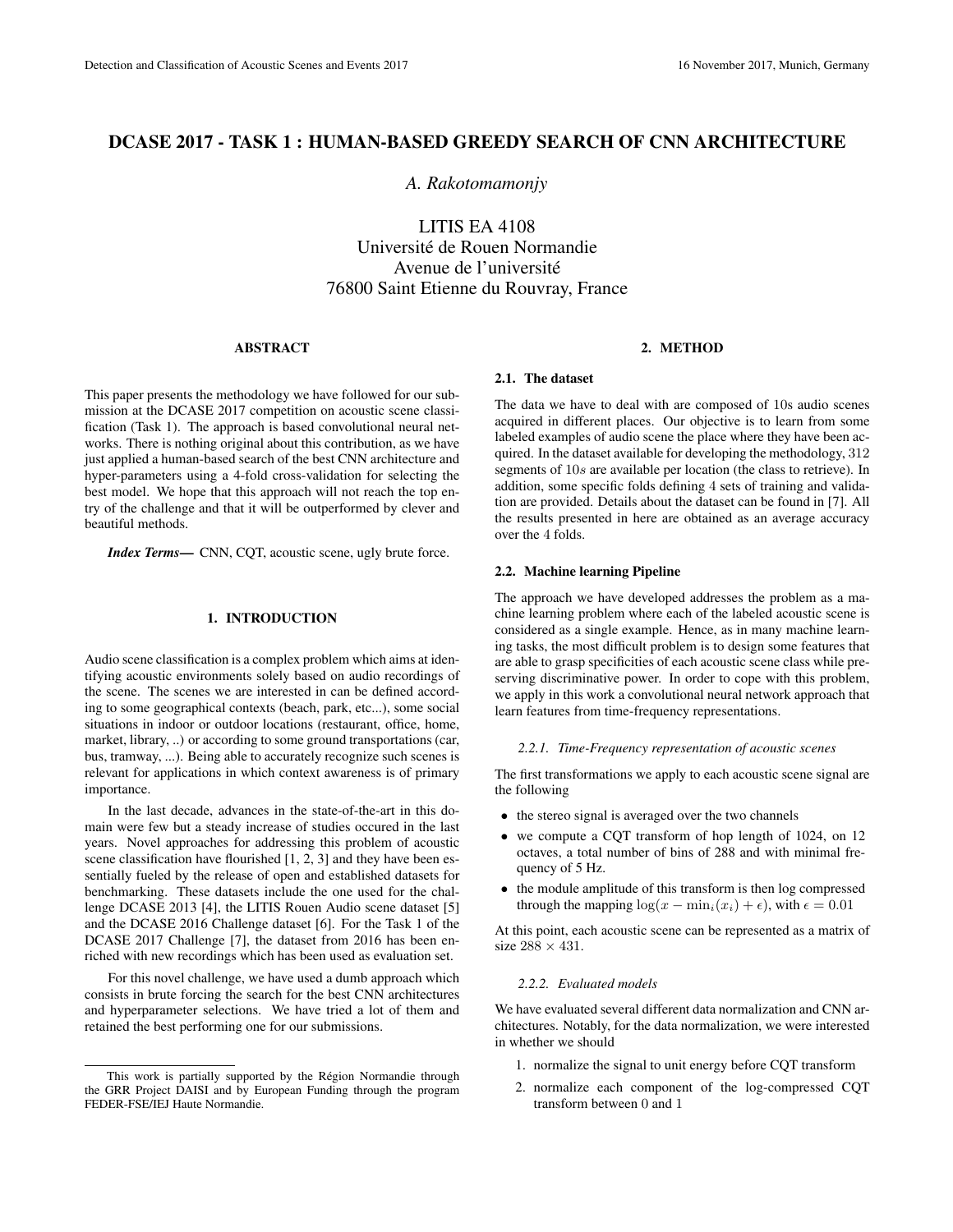# DCASE 2017 - TASK 1 : HUMAN-BASED GREEDY SEARCH OF CNN ARCHITECTURE

*A. Rakotomamonjy*

LITIS EA 4108
Université de Rouen Normandie
Avenue de l'université
76800 Saint Etienne du Rouvray, France

## ABSTRACT

This paper presents the methodology we have followed for our submission at the DCASE 2017 competition on acoustic scene classification (Task 1). The approach is based convolutional neural networks. There is nothing original about this contribution, as we have just applied a human-based search of the best CNN architecture and hyper-parameters using a 4-fold cross-validation for selecting the best model. We hope that this approach will not reach the top entry of the challenge and that it will be outperformed by clever and beautiful methods.

***Index Terms*—** CNN, CQT, acoustic scene, ugly brute force.

## 1. INTRODUCTION

Audio scene classification is a complex problem which aims at identifying acoustic environments solely based on audio recordings of the scene. The scenes we are interested in can be defined according to some geographical contexts (beach, park, etc...), some social situations in indoor or outdoor locations (restaurant, office, home, market, library, ..) or according to some ground transportations (car, bus, tramway, ...). Being able to accurately recognize such scenes is relevant for applications in which context awareness is of primary importance.

In the last decade, advances in the state-of-the-art in this domain were few but a steady increase of studies occured in the last years. Novel approaches for addressing this problem of acoustic scene classification have flourished [1, 2, 3] and they have been essentially fueled by the release of open and established datasets for benchmarking. These datasets include the one used for the challenge DCASE 2013 [4], the LITIS Rouen Audio scene dataset [5] and the DCASE 2016 Challenge dataset [6]. For the Task 1 of the DCASE 2017 Challenge [7], the dataset from 2016 has been enriched with new recordings which has been used as evaluation set.

For this novel challenge, we have used a dumb approach which consists in brute forcing the search for the best CNN architectures and hyperparameter selections. We have tried a lot of them and retained the best performing one for our submissions.

This work is partially supported by the Région Normandie through the GRR Project DAISI and by European Funding through the program FEDER-FSE/IEJ Haute Normandie.

## 2. METHOD

### 2.1. The dataset

The data we have to deal with are composed of 10s audio scenes acquired in different places. Our objective is to learn from some labeled examples of audio scene the place where they have been acquired. In the dataset available for developing the methodology, 312 segments of $10s$ are available per location (the class to retrieve). In addition, some specific folds defining 4 sets of training and validation are provided. Details about the dataset can be found in [7]. All the results presented in here are obtained as an average accuracy over the 4 folds.

### 2.2. Machine learning Pipeline

The approach we have developed addresses the problem as a machine learning problem where each of the labeled acoustic scene is considered as a single example. Hence, as in many machine learning tasks, the most difficult problem is to design some features that are able to grasp specificities of each acoustic scene class while preserving discriminative power. In order to cope with this problem, we apply in this work a convolutional neural network approach that learn features from time-frequency representations.

#### *2.2.1. Time-Frequency representation of acoustic scenes*

The first transformations we apply to each acoustic scene signal are the following

- the stereo signal is averaged over the two channels
- we compute a CQT transform of hop length of 1024, on 12 octaves, a total number of bins of 288 and with minimal frequency of 5 Hz.
- the module amplitude of this transform is then log compressed through the mapping $\log(x - \min_i(x_i) + \epsilon)$, with $\epsilon = 0.01$

At this point, each acoustic scene can be represented as a matrix of size $288 \times 431$.

#### *2.2.2. Evaluated models*

We have evaluated several different data normalization and CNN architectures. Notably, for the data normalization, we were interested in whether we should

1. normalize the signal to unit energy before CQT transform
2. normalize each component of the log-compressed CQT transform between 0 and 1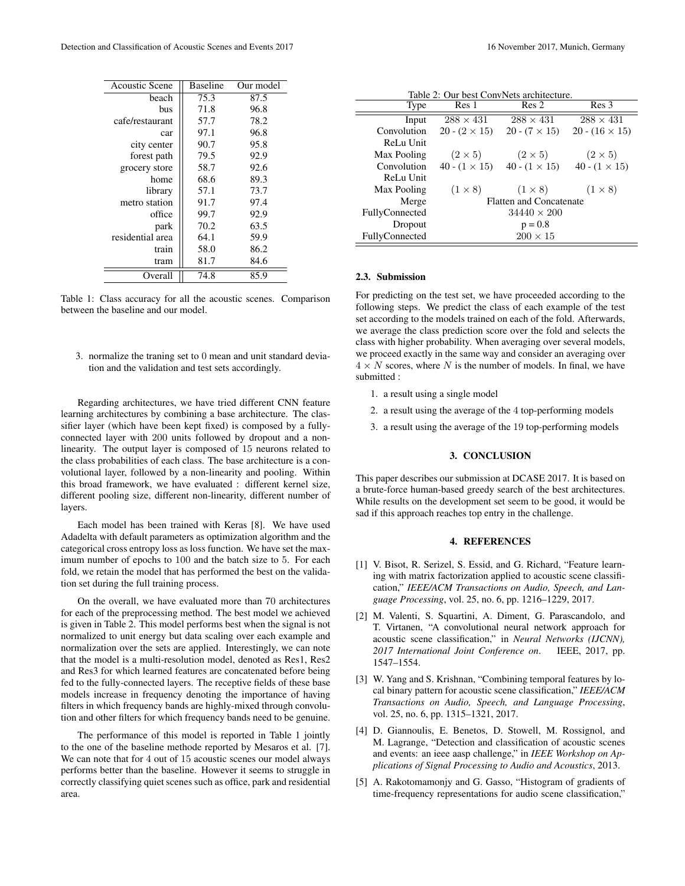| Acoustic Scene | Baseline | Our model |
| --- | --- | --- |
| beach | 75.3 | 87.5 |
| bus | 71.8 | 96.8 |
| cafe/restaurant | 57.7 | 78.2 |
| car | 97.1 | 96.8 |
| city center | 90.7 | 95.8 |
| forest path | 79.5 | 92.9 |
| grocery store | 58.7 | 92.6 |
| home | 68.6 | 89.3 |
| library | 57.1 | 73.7 |
| metro station | 91.7 | 97.4 |
| office | 99.7 | 92.9 |
| park | 70.2 | 63.5 |
| residential area | 64.1 | 59.9 |
| train | 58.0 | 86.2 |
| tram | 81.7 | 84.6 |
| Overall | 74.8 | 85.9 |

Table 1: Class accuracy for all the acoustic scenes. Comparison between the baseline and our model.

3. normalize the traning set to 0 mean and unit standard deviation and the validation and test sets accordingly.

Regarding architectures, we have tried different CNN feature learning architectures by combining a base architecture. The classifier layer (which have been kept fixed) is composed by a fully-connected layer with 200 units followed by dropout and a non-linearity. The output layer is composed of 15 neurons related to the class probabilities of each class. The base architecture is a convolutional layer, followed by a non-linearity and pooling. Within this broad framework, we have evaluated : different kernel size, different pooling size, different non-linearity, different number of layers.

Each model has been trained with Keras [8]. We have used Adadelta with default parameters as optimization algorithm and the categorical cross entropy loss as loss function. We have set the maximum number of epochs to 100 and the batch size to 5. For each fold, we retain the model that has performed the best on the validation set during the full training process.

On the overall, we have evaluated more than 70 architectures for each of the preprocessing method. The best model we achieved is given in Table 2. This model performs best when the signal is not normalized to unit energy but data scaling over each example and normalization over the sets are applied. Interestingly, we can note that the model is a multi-resolution model, denoted as Res1, Res2 and Res3 for which learned features are concatenated before being fed to the fully-connected layers. The receptive fields of these base models increase in frequency denoting the importance of having filters in which frequency bands are highly-mixed through convolution and other filters for which frequency bands need to be genuine.

The performance of this model is reported in Table 1 jointly to the one of the baseline methode reported by Mesaros et al. [7]. We can note that for 4 out of 15 acoustic scenes our model always performs better than the baseline. However it seems to struggle in correctly classifying quiet scenes such as office, park and residential area.

Table 2: Our best ConvNets architecture.

| Type | Res 1 | Res 2 | Res 3 |
| --- | --- | --- | --- |
| Input | $288 \times 431$ | $288 \times 431$ | $288 \times 431$ |
| Convolution | 20 - $(2 \times 15)$ | 20 - $(7 \times 15)$ | 20 - $(16 \times 15)$ |
| ReLu Unit | | | |
| Max Pooling | $(2 \times 5)$ | $(2 \times 5)$ | $(2 \times 5)$ |
| Convolution | 40 - $(1 \times 15)$ | 40 - $(1 \times 15)$ | 40 - $(1 \times 15)$ |
| ReLu Unit | | | |
| Max Pooling | $(1 \times 8)$ | $(1 \times 8)$ | $(1 \times 8)$ |
| Merge | Flatten and Concatenate | | |
| FullyConnected | $34440 \times 200$ | | |
| Dropout | p = 0.8 | | |
| FullyConnected | $200 \times 15$ | | |

### 2.3. Submission

For predicting on the test set, we have proceeded according to the following steps. We predict the class of each example of the test set according to the models trained on each of the fold. Afterwards, we average the class prediction score over the fold and selects the class with higher probability. When averaging over several models, we proceed exactly in the same way and consider an averaging over $4 \times N$ scores, where $N$ is the number of models. In final, we have submitted :

1. a result using a single model
2. a result using the average of the 4 top-performing models
3. a result using the average of the 19 top-performing models

## 3. CONCLUSION

This paper describes our submission at DCASE 2017. It is based on a brute-force human-based greedy search of the best architectures. While results on the development set seem to be good, it would be sad if this approach reaches top entry in the challenge.

## 4. REFERENCES

[1] V. Bisot, R. Serizel, S. Essid, and G. Richard, "Feature learning with matrix factorization applied to acoustic scene classification," *IEEE/ACM Transactions on Audio, Speech, and Language Processing*, vol. 25, no. 6, pp. 1216–1229, 2017.

[2] M. Valenti, S. Squartini, A. Diment, G. Parascandolo, and T. Virtanen, "A convolutional neural network approach for acoustic scene classification," in *Neural Networks (IJCNN), 2017 International Joint Conference on*. IEEE, 2017, pp. 1547–1554.

[3] W. Yang and S. Krishnan, "Combining temporal features by local binary pattern for acoustic scene classification," *IEEE/ACM Transactions on Audio, Speech, and Language Processing*, vol. 25, no. 6, pp. 1315–1321, 2017.

[4] D. Giannoulis, E. Benetos, D. Stowell, M. Rossignol, and M. Lagrange, "Detection and classification of acoustic scenes and events: an ieee aasp challenge," in *IEEE Workshop on Applications of Signal Processing to Audio and Acoustics*, 2013.

[5] A. Rakotomamonjy and G. Gasso, "Histogram of gradients of time-frequency representations for audio scene classification,"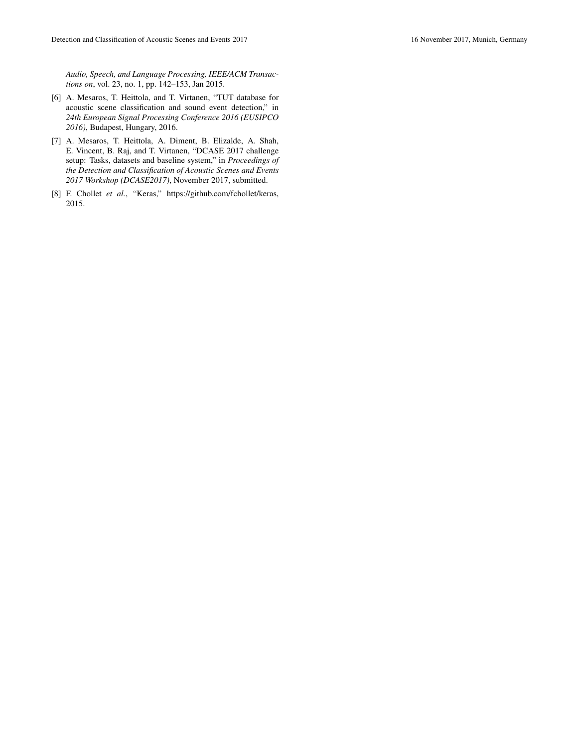*Audio, Speech, and Language Processing, IEEE/ACM Transactions on*, vol. 23, no. 1, pp. 142–153, Jan 2015.

[6] A. Mesaros, T. Heittola, and T. Virtanen, "TUT database for acoustic scene classification and sound event detection," in *24th European Signal Processing Conference 2016 (EUSIPCO 2016)*, Budapest, Hungary, 2016.

[7] A. Mesaros, T. Heittola, A. Diment, B. Elizalde, A. Shah, E. Vincent, B. Raj, and T. Virtanen, "DCASE 2017 challenge setup: Tasks, datasets and baseline system," in *Proceedings of the Detection and Classification of Acoustic Scenes and Events 2017 Workshop (DCASE2017)*, November 2017, submitted.

[8] F. Chollet *et al.*, "Keras," https://github.com/fchollet/keras, 2015.